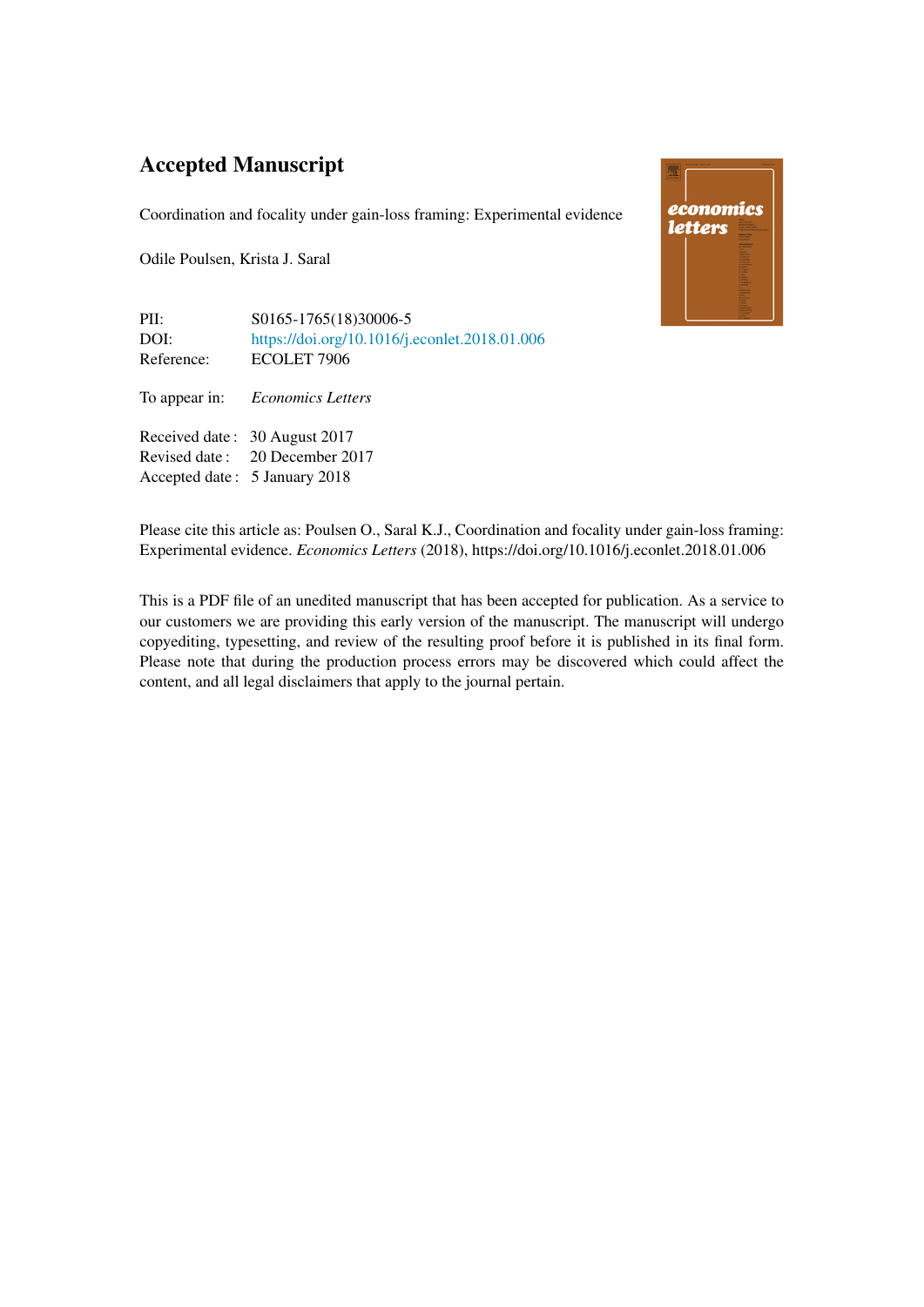# Accepted Manuscript

Coordination and focality under gain-loss framing: Experimental evidence

Odile Poulsen, Krista J. Saral

| | |
|---|---|
| PII: | S0165-1765(18)30006-5 |
| DOI: | https://doi.org/10.1016/j.econlet.2018.01.006 |
| Reference: | ECOLET 7906 |
| To appear in: | *Economics Letters* |
| Received date : | 30 August 2017 |
| Revised date : | 20 December 2017 |
| Accepted date : | 5 January 2018 |

Please cite this article as: Poulsen O., Saral K.J., Coordination and focality under gain-loss framing: Experimental evidence. *Economics Letters* (2018), https://doi.org/10.1016/j.econlet.2018.01.006

This is a PDF file of an unedited manuscript that has been accepted for publication. As a service to our customers we are providing this early version of the manuscript. The manuscript will undergo copyediting, typesetting, and review of the resulting proof before it is published in its final form. Please note that during the production process errors may be discovered which could affect the content, and all legal disclaimers that apply to the journal pertain.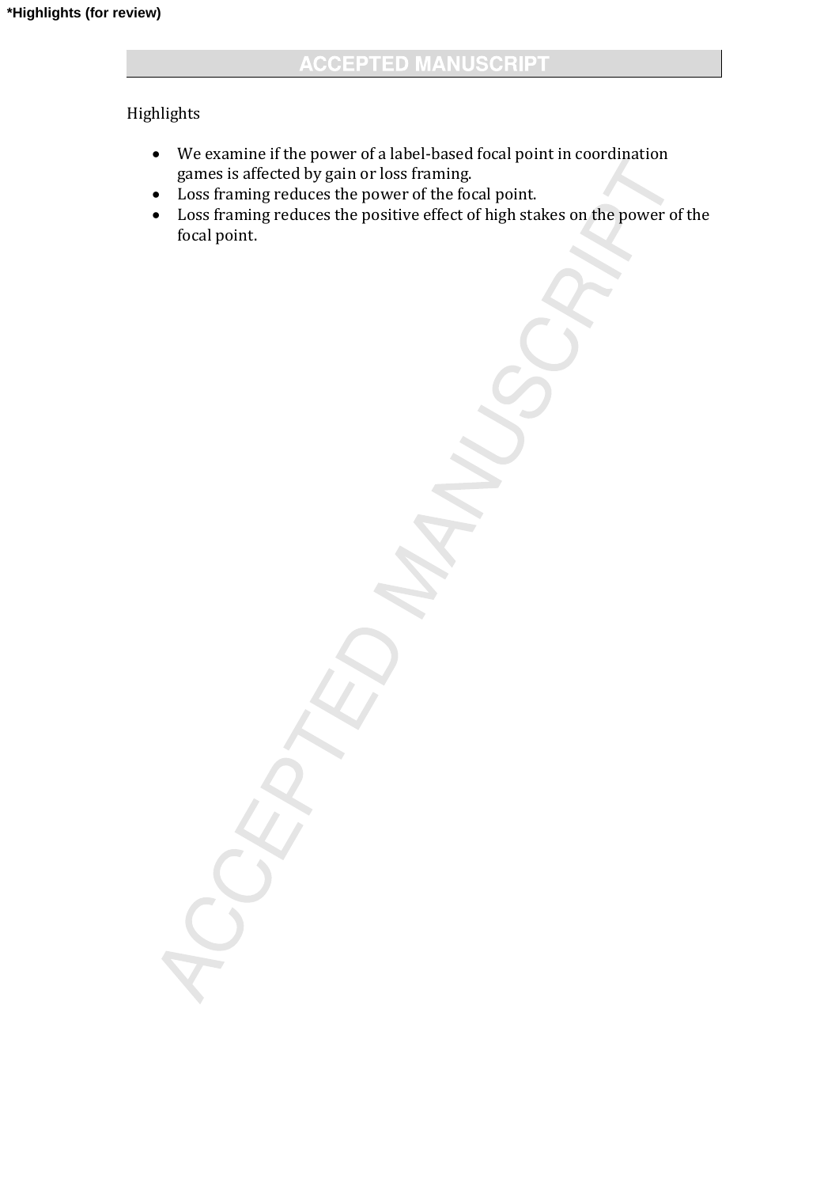Highlights

- We examine if the power of a label-based focal point in coordination games is affected by gain or loss framing.
- Loss framing reduces the power of the focal point.
- Loss framing reduces the positive effect of high stakes on the power of the focal point.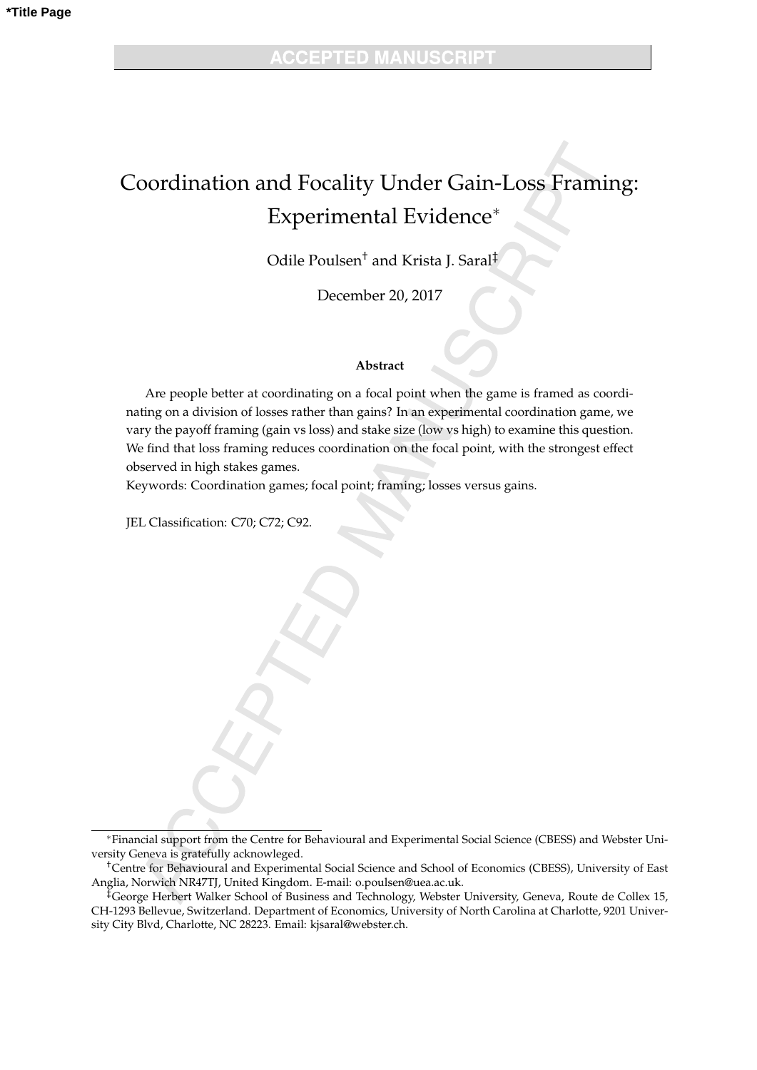# Coordination and Focality Under Gain-Loss Framing: Experimental Evidence*

Odile Poulsen† and Krista J. Saral‡

December 20, 2017

**Abstract**

Are people better at coordinating on a focal point when the game is framed as coordinating on a division of losses rather than gains? In an experimental coordination game, we vary the payoff framing (gain vs loss) and stake size (low vs high) to examine this question. We find that loss framing reduces coordination on the focal point, with the strongest effect observed in high stakes games.

Keywords: Coordination games; focal point; framing; losses versus gains.

JEL Classification: C70; C72; C92.

---

*Financial support from the Centre for Behavioural and Experimental Social Science (CBESS) and Webster University Geneva is gratefully acknowleged.

†Centre for Behavioural and Experimental Social Science and School of Economics (CBESS), University of East Anglia, Norwich NR47TJ, United Kingdom. E-mail: o.poulsen@uea.ac.uk.

‡George Herbert Walker School of Business and Technology, Webster University, Geneva, Route de Collex 15, CH-1293 Bellevue, Switzerland. Department of Economics, University of North Carolina at Charlotte, 9201 University City Blvd, Charlotte, NC 28223. Email: kjsaral@webster.ch.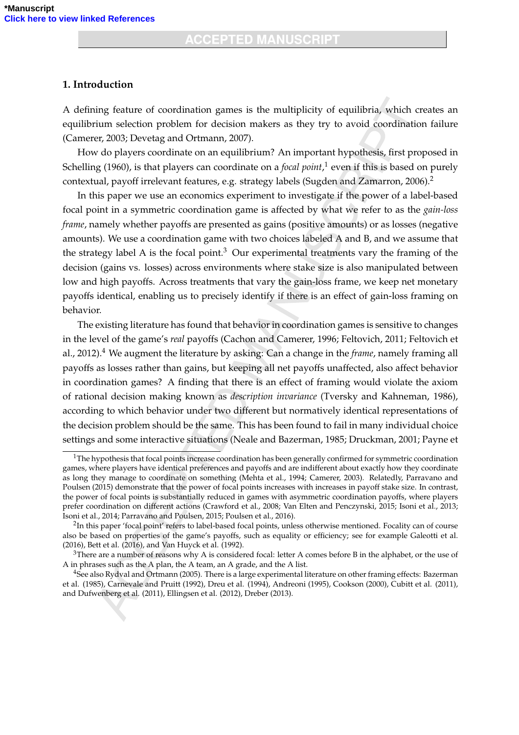## 1. Introduction

A defining feature of coordination games is the multiplicity of equilibria, which creates an equilibrium selection problem for decision makers as they try to avoid coordination failure (Camerer, 2003; Devetag and Ortmann, 2007).

How do players coordinate on an equilibrium? An important hypothesis, first proposed in Schelling (1960), is that players can coordinate on a *focal point*,[1] even if this is based on purely contextual, payoff irrelevant features, e.g. strategy labels (Sugden and Zamarron, 2006).[2]

In this paper we use an economics experiment to investigate if the power of a label-based focal point in a symmetric coordination game is affected by what we refer to as the *gain-loss frame*, namely whether payoffs are presented as gains (positive amounts) or as losses (negative amounts). We use a coordination game with two choices labeled A and B, and we assume that the strategy label A is the focal point.[3] Our experimental treatments vary the framing of the decision (gains vs. losses) across environments where stake size is also manipulated between low and high payoffs. Across treatments that vary the gain-loss frame, we keep net monetary payoffs identical, enabling us to precisely identify if there is an effect of gain-loss framing on behavior.

The existing literature has found that behavior in coordination games is sensitive to changes in the level of the game's *real* payoffs (Cachon and Camerer, 1996; Feltovich, 2011; Feltovich et al., 2012).[4] We augment the literature by asking: Can a change in the *frame*, namely framing all payoffs as losses rather than gains, but keeping all net payoffs unaffected, also affect behavior in coordination games? A finding that there is an effect of framing would violate the axiom of rational decision making known as *description invariance* (Tversky and Kahneman, 1986), according to which behavior under two different but normatively identical representations of the decision problem should be the same. This has been found to fail in many individual choice settings and some interactive situations (Neale and Bazerman, 1985; Druckman, 2001; Payne et

[1] The hypothesis that focal points increase coordination has been generally confirmed for symmetric coordination games, where players have identical preferences and payoffs and are indifferent about exactly how they coordinate as long they manage to coordinate on something (Mehta et al., 1994; Camerer, 2003). Relatedly, Parravano and Poulsen (2015) demonstrate that the power of focal points increases with increases in payoff stake size. In contrast, the power of focal points is substantially reduced in games with asymmetric coordination payoffs, where players prefer coordination on different actions (Crawford et al., 2008; Van Elten and Penczynski, 2015; Isoni et al., 2013; Isoni et al., 2014; Parravano and Poulsen, 2015; Poulsen et al., 2016).

[2] In this paper 'focal point' refers to label-based focal points, unless otherwise mentioned. Focality can of course also be based on properties of the game's payoffs, such as equality or efficiency; see for example Galeotti et al. (2016), Bett et al. (2016), and Van Huyck et al. (1992).

[3] There are a number of reasons why A is considered focal: letter A comes before B in the alphabet, or the use of A in phrases such as the A plan, the A team, an A grade, and the A list.

[4] See also Rydval and Ortmann (2005). There is a large experimental literature on other framing effects: Bazerman et al. (1985), Carnevale and Pruitt (1992), Dreu et al. (1994), Andreoni (1995), Cookson (2000), Cubitt et al. (2011), and Dufwenberg et al. (2011), Ellingsen et al. (2012), Dreber (2013).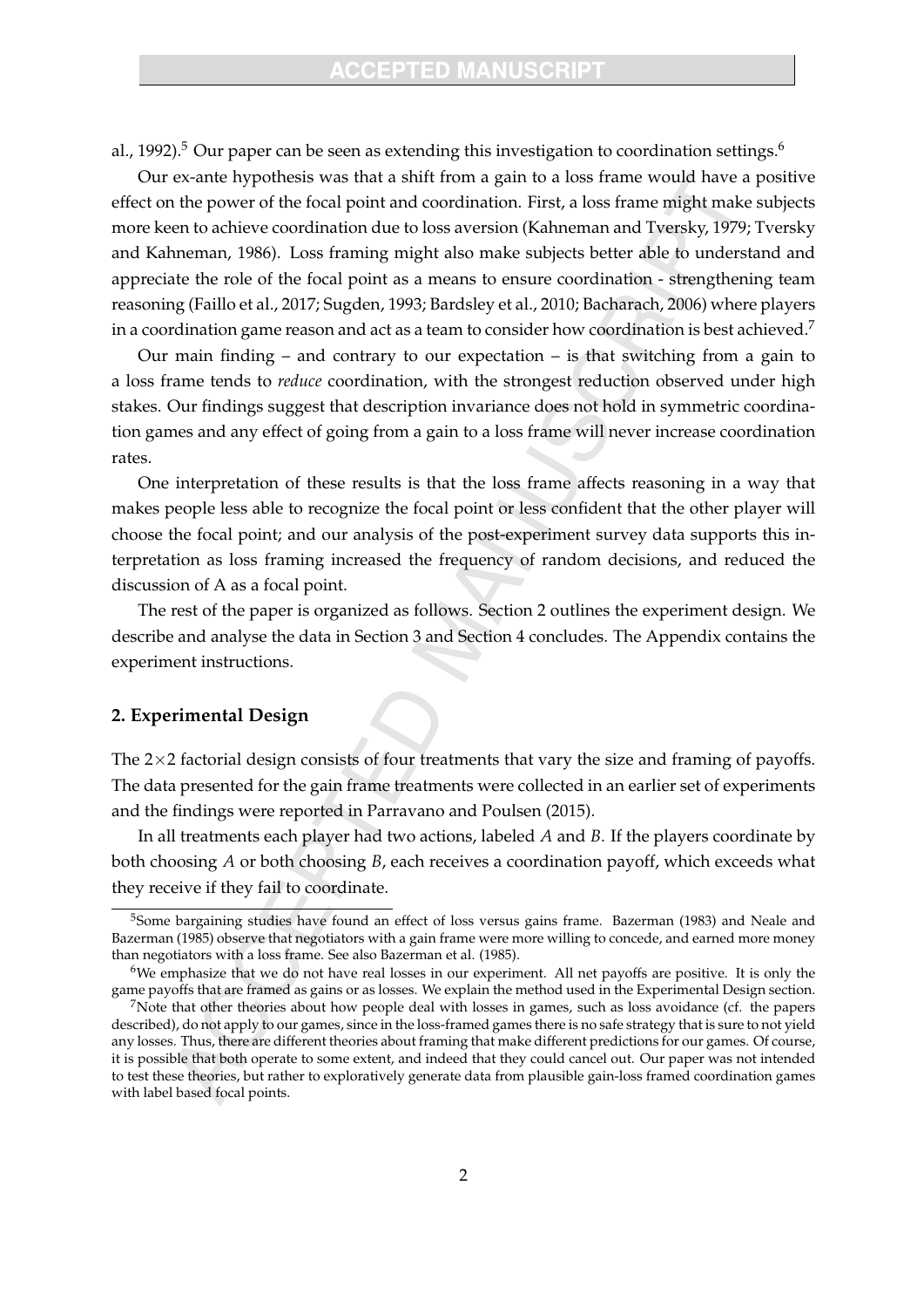al., 1992).[5] Our paper can be seen as extending this investigation to coordination settings.[6]

Our ex-ante hypothesis was that a shift from a gain to a loss frame would have a positive effect on the power of the focal point and coordination. First, a loss frame might make subjects more keen to achieve coordination due to loss aversion (Kahneman and Tversky, 1979; Tversky and Kahneman, 1986). Loss framing might also make subjects better able to understand and appreciate the role of the focal point as a means to ensure coordination - strengthening team reasoning (Faillo et al., 2017; Sugden, 1993; Bardsley et al., 2010; Bacharach, 2006) where players in a coordination game reason and act as a team to consider how coordination is best achieved.[7]

Our main finding – and contrary to our expectation – is that switching from a gain to a loss frame tends to *reduce* coordination, with the strongest reduction observed under high stakes. Our findings suggest that description invariance does not hold in symmetric coordination games and any effect of going from a gain to a loss frame will never increase coordination rates.

One interpretation of these results is that the loss frame affects reasoning in a way that makes people less able to recognize the focal point or less confident that the other player will choose the focal point; and our analysis of the post-experiment survey data supports this interpretation as loss framing increased the frequency of random decisions, and reduced the discussion of A as a focal point.

The rest of the paper is organized as follows. Section 2 outlines the experiment design. We describe and analyse the data in Section 3 and Section 4 concludes. The Appendix contains the experiment instructions.

## 2. Experimental Design

The $2 \times 2$ factorial design consists of four treatments that vary the size and framing of payoffs. The data presented for the gain frame treatments were collected in an earlier set of experiments and the findings were reported in Parravano and Poulsen (2015).

In all treatments each player had two actions, labeled *A* and *B*. If the players coordinate by both choosing *A* or both choosing *B*, each receives a coordination payoff, which exceeds what they receive if they fail to coordinate.

---

[5] Some bargaining studies have found an effect of loss versus gains frame. Bazerman (1983) and Neale and Bazerman (1985) observe that negotiators with a gain frame were more willing to concede, and earned more money than negotiators with a loss frame. See also Bazerman et al. (1985).

[6] We emphasize that we do not have real losses in our experiment. All net payoffs are positive. It is only the game payoffs that are framed as gains or as losses. We explain the method used in the Experimental Design section.

[7] Note that other theories about how people deal with losses in games, such as loss avoidance (cf. the papers described), do not apply to our games, since in the loss-framed games there is no safe strategy that is sure to not yield any losses. Thus, there are different theories about framing that make different predictions for our games. Of course, it is possible that both operate to some extent, and indeed that they could cancel out. Our paper was not intended to test these theories, but rather to exploratively generate data from plausible gain-loss framed coordination games with label based focal points.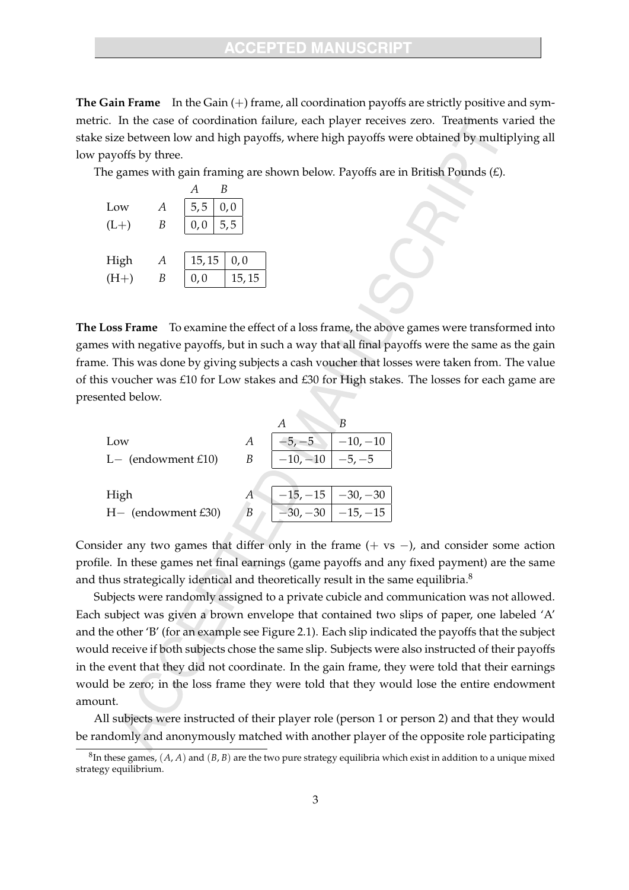**The Gain Frame** In the Gain (+) frame, all coordination payoffs are strictly positive and symmetric. In the case of coordination failure, each player receives zero. Treatments varied the stake size between low and high payoffs, where high payoffs were obtained by multiplying all low payoffs by three.

The games with gain framing are shown below. Payoffs are in British Pounds (£).

| | | $A$ | $B$ |
|---|---|---|---|
| Low | $A$ | $5, 5$ | $0, 0$ |
| (L+) | $B$ | $0, 0$ | $5, 5$ |

| | | $A$ | $B$ |
|---|---|---|---|
| High | $A$ | $15, 15$ | $0, 0$ |
| (H+) | $B$ | $0, 0$ | $15, 15$ |

**The Loss Frame** To examine the effect of a loss frame, the above games were transformed into games with negative payoffs, but in such a way that all final payoffs were the same as the gain frame. This was done by giving subjects a cash voucher that losses were taken from. The value of this voucher was £10 for Low stakes and £30 for High stakes. The losses for each game are presented below.

| | | $A$ | $B$ |
|---|---|---|---|
| Low | $A$ | $-5, -5$ | $-10, -10$ |
| L− (endowment £10) | $B$ | $-10, -10$ | $-5, -5$ |

| | | $A$ | $B$ |
|---|---|---|---|
| High | $A$ | $-15, -15$ | $-30, -30$ |
| H− (endowment £30) | $B$ | $-30, -30$ | $-15, -15$ |

Consider any two games that differ only in the frame (+ vs −), and consider some action profile. In these games net final earnings (game payoffs and any fixed payment) are the same and thus strategically identical and theoretically result in the same equilibria.[8]

Subjects were randomly assigned to a private cubicle and communication was not allowed. Each subject was given a brown envelope that contained two slips of paper, one labeled 'A' and the other 'B' (for an example see Figure 2.1). Each slip indicated the payoffs that the subject would receive if both subjects chose the same slip. Subjects were also instructed of their payoffs in the event that they did not coordinate. In the gain frame, they were told that their earnings would be zero; in the loss frame they were told that they would lose the entire endowment amount.

All subjects were instructed of their player role (person 1 or person 2) and that they would be randomly and anonymously matched with another player of the opposite role participating

[8] In these games, $(A, A)$ and $(B, B)$ are the two pure strategy equilibria which exist in addition to a unique mixed strategy equilibrium.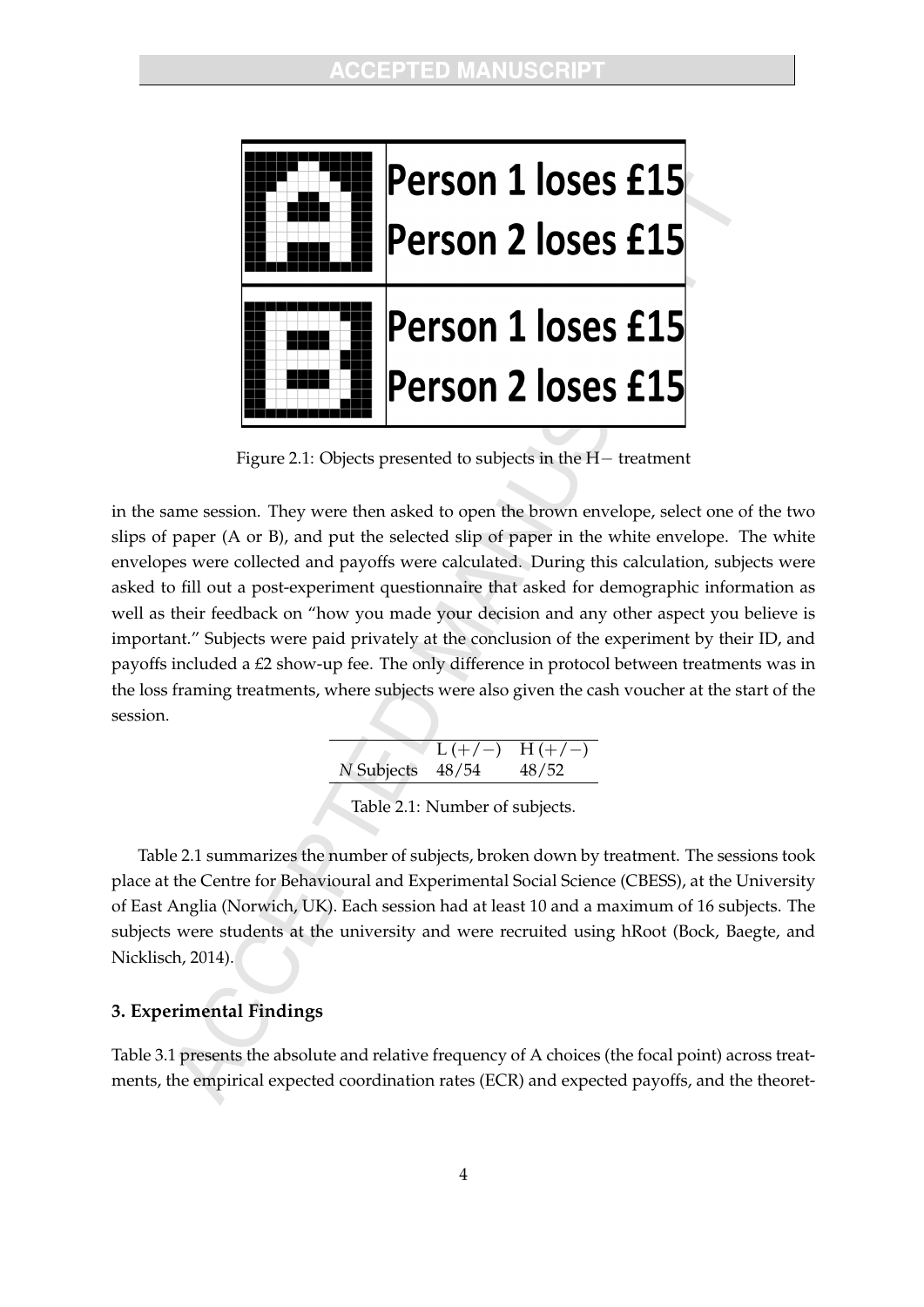| | |
|---|---|
| A | Person 1 loses £15<br>Person 2 loses £15 |
| B | Person 1 loses £15<br>Person 2 loses £15 |

Figure 2.1: Objects presented to subjects in the H− treatment

in the same session. They were then asked to open the brown envelope, select one of the two slips of paper (A or B), and put the selected slip of paper in the white envelope. The white envelopes were collected and payoffs were calculated. During this calculation, subjects were asked to fill out a post-experiment questionnaire that asked for demographic information as well as their feedback on "how you made your decision and any other aspect you believe is important." Subjects were paid privately at the conclusion of the experiment by their ID, and payoffs included a £2 show-up fee. The only difference in protocol between treatments was in the loss framing treatments, where subjects were also given the cash voucher at the start of the session.

| | L (+/−) | H (+/−) |
|---|---|---|
| *N* Subjects | 48/54 | 48/52 |

Table 2.1: Number of subjects.

Table 2.1 summarizes the number of subjects, broken down by treatment. The sessions took place at the Centre for Behavioural and Experimental Social Science (CBESS), at the University of East Anglia (Norwich, UK). Each session had at least 10 and a maximum of 16 subjects. The subjects were students at the university and were recruited using hRoot (Bock, Baegte, and Nicklisch, 2014).

### 3. Experimental Findings

Table 3.1 presents the absolute and relative frequency of A choices (the focal point) across treatments, the empirical expected coordination rates (ECR) and expected payoffs, and the theoret-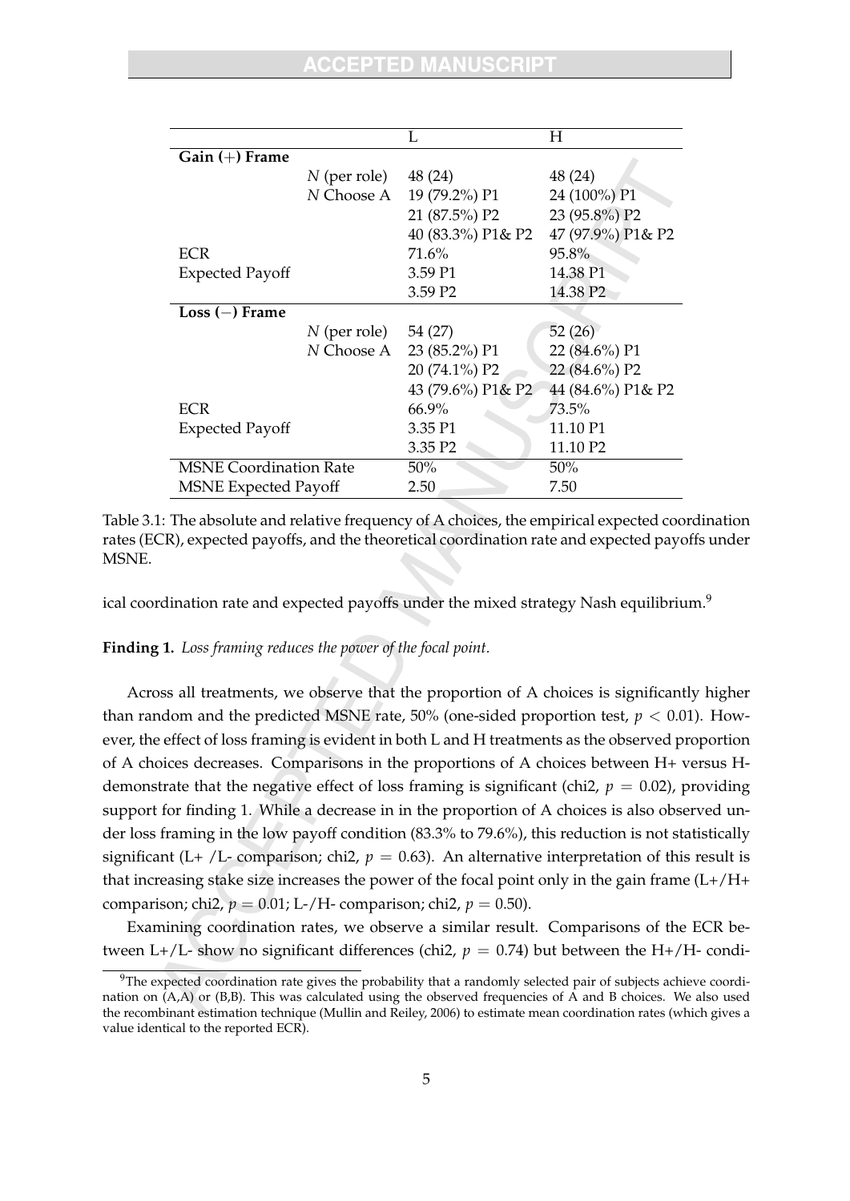| | | L | H |
|---|---|---|---|
| **Gain (+) Frame** | | | |
| | $N$ (per role) | 48 (24) | 48 (24) |
| | $N$ Choose A | 19 (79.2%) P1 | 24 (100%) P1 |
| | | 21 (87.5%) P2 | 23 (95.8%) P2 |
| | | 40 (83.3%) P1& P2 | 47 (97.9%) P1& P2 |
| ECR | | 71.6% | 95.8% |
| Expected Payoff | | 3.59 P1 | 14.38 P1 |
| | | 3.59 P2 | 14.38 P2 |
| **Loss (−) Frame** | | | |
| | $N$ (per role) | 54 (27) | 52 (26) |
| | $N$ Choose A | 23 (85.2%) P1 | 22 (84.6%) P1 |
| | | 20 (74.1%) P2 | 22 (84.6%) P2 |
| | | 43 (79.6%) P1& P2 | 44 (84.6%) P1& P2 |
| ECR | | 66.9% | 73.5% |
| Expected Payoff | | 3.35 P1 | 11.10 P1 |
| | | 3.35 P2 | 11.10 P2 |
| MSNE Coordination Rate | | 50% | 50% |
| MSNE Expected Payoff | | 2.50 | 7.50 |

Table 3.1: The absolute and relative frequency of A choices, the empirical expected coordination rates (ECR), expected payoffs, and the theoretical coordination rate and expected payoffs under MSNE.

ical coordination rate and expected payoffs under the mixed strategy Nash equilibrium.[9]

**Finding 1.** *Loss framing reduces the power of the focal point.*

Across all treatments, we observe that the proportion of A choices is significantly higher than random and the predicted MSNE rate, 50% (one-sided proportion test, $p < 0.01$). However, the effect of loss framing is evident in both L and H treatments as the observed proportion of A choices decreases. Comparisons in the proportions of A choices between H+ versus H- demonstrate that the negative effect of loss framing is significant (chi2, $p = 0.02$), providing support for finding 1. While a decrease in in the proportion of A choices is also observed under loss framing in the low payoff condition (83.3% to 79.6%), this reduction is not statistically significant (L+ /L- comparison; chi2, $p = 0.63$). An alternative interpretation of this result is that increasing stake size increases the power of the focal point only in the gain frame (L+/H+ comparison; chi2, $p = 0.01$; L-/H- comparison; chi2, $p = 0.50$).

Examining coordination rates, we observe a similar result. Comparisons of the ECR between L+/L- show no significant differences (chi2, $p = 0.74$) but between the H+/H- condi-

[9] The expected coordination rate gives the probability that a randomly selected pair of subjects achieve coordination on (A,A) or (B,B). This was calculated using the observed frequencies of A and B choices. We also used the recombinant estimation technique (Mullin and Reiley, 2006) to estimate mean coordination rates (which gives a value identical to the reported ECR).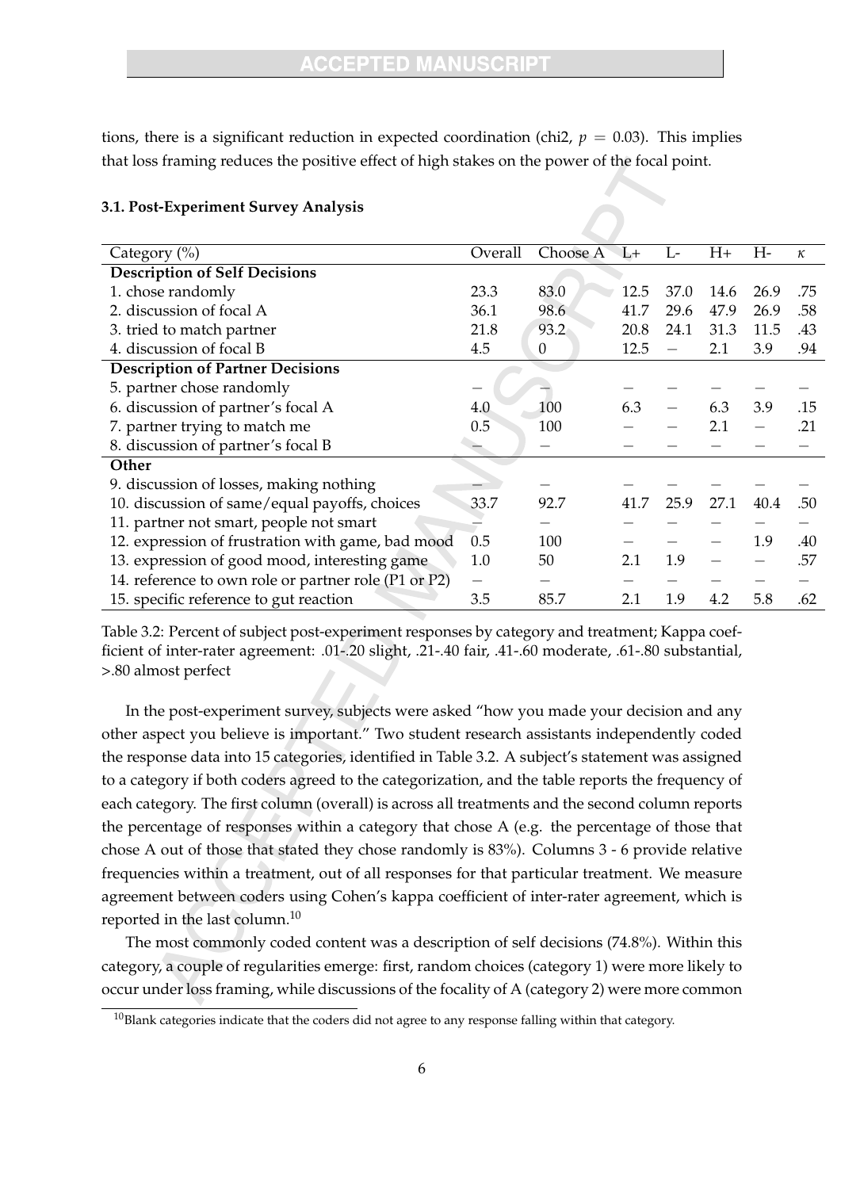tions, there is a significant reduction in expected coordination (chi2, $p = 0.03$). This implies that loss framing reduces the positive effect of high stakes on the power of the focal point.

### 3.1. Post-Experiment Survey Analysis

| Category (%) | Overall | Choose A | L+ | L- | H+ | H- | $\kappa$ |
|---|---|---|---|---|---|---|---|
| **Description of Self Decisions** | | | | | | | |
| 1. chose randomly | 23.3 | 83.0 | 12.5 | 37.0 | 14.6 | 26.9 | .75 |
| 2. discussion of focal A | 36.1 | 98.6 | 41.7 | 29.6 | 47.9 | 26.9 | .58 |
| 3. tried to match partner | 21.8 | 93.2 | 20.8 | 24.1 | 31.3 | 11.5 | .43 |
| 4. discussion of focal B | 4.5 | 0 | 12.5 | – | 2.1 | 3.9 | .94 |
| **Description of Partner Decisions** | | | | | | | |
| 5. partner chose randomly | – | – | – | – | – | – | – |
| 6. discussion of partner's focal A | 4.0 | 100 | 6.3 | – | 6.3 | 3.9 | .15 |
| 7. partner trying to match me | 0.5 | 100 | – | – | 2.1 | – | .21 |
| 8. discussion of partner's focal B | – | – | – | – | – | – | – |
| **Other** | | | | | | | |
| 9. discussion of losses, making nothing | – | – | – | – | – | – | – |
| 10. discussion of same/equal payoffs, choices | 33.7 | 92.7 | 41.7 | 25.9 | 27.1 | 40.4 | .50 |
| 11. partner not smart, people not smart | – | – | – | – | – | – | – |
| 12. expression of frustration with game, bad mood | 0.5 | 100 | – | – | – | 1.9 | .40 |
| 13. expression of good mood, interesting game | 1.0 | 50 | 2.1 | 1.9 | – | – | .57 |
| 14. reference to own role or partner role (P1 or P2) | – | – | – | – | – | – | – |
| 15. specific reference to gut reaction | 3.5 | 85.7 | 2.1 | 1.9 | 4.2 | 5.8 | .62 |

Table 3.2: Percent of subject post-experiment responses by category and treatment; Kappa coefficient of inter-rater agreement: .01-.20 slight, .21-.40 fair, .41-.60 moderate, .61-.80 substantial, >.80 almost perfect

In the post-experiment survey, subjects were asked "how you made your decision and any other aspect you believe is important." Two student research assistants independently coded the response data into 15 categories, identified in Table 3.2. A subject's statement was assigned to a category if both coders agreed to the categorization, and the table reports the frequency of each category. The first column (overall) is across all treatments and the second column reports the percentage of responses within a category that chose A (e.g. the percentage of those that chose A out of those that stated they chose randomly is 83%). Columns 3 - 6 provide relative frequencies within a treatment, out of all responses for that particular treatment. We measure agreement between coders using Cohen's kappa coefficient of inter-rater agreement, which is reported in the last column.[10]

The most commonly coded content was a description of self decisions (74.8%). Within this category, a couple of regularities emerge: first, random choices (category 1) were more likely to occur under loss framing, while discussions of the focality of A (category 2) were more common

[10]Blank categories indicate that the coders did not agree to any response falling within that category.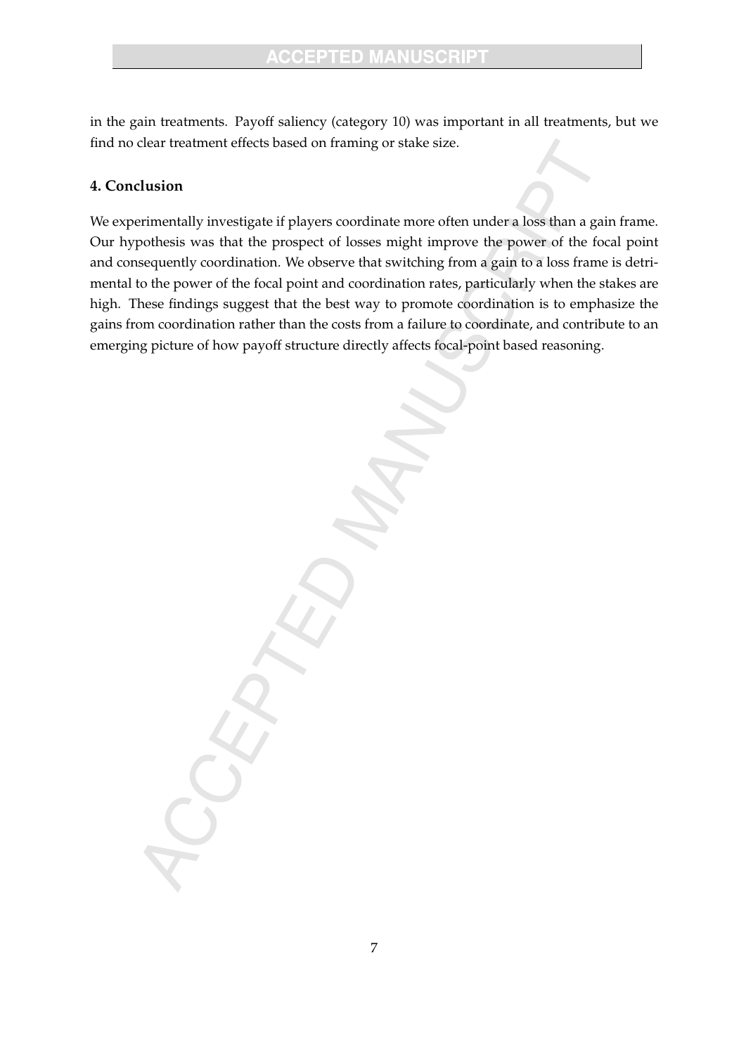in the gain treatments. Payoff saliency (category 10) was important in all treatments, but we find no clear treatment effects based on framing or stake size.

## 4. Conclusion

We experimentally investigate if players coordinate more often under a loss than a gain frame. Our hypothesis was that the prospect of losses might improve the power of the focal point and consequently coordination. We observe that switching from a gain to a loss frame is detrimental to the power of the focal point and coordination rates, particularly when the stakes are high. These findings suggest that the best way to promote coordination is to emphasize the gains from coordination rather than the costs from a failure to coordinate, and contribute to an emerging picture of how payoff structure directly affects focal-point based reasoning.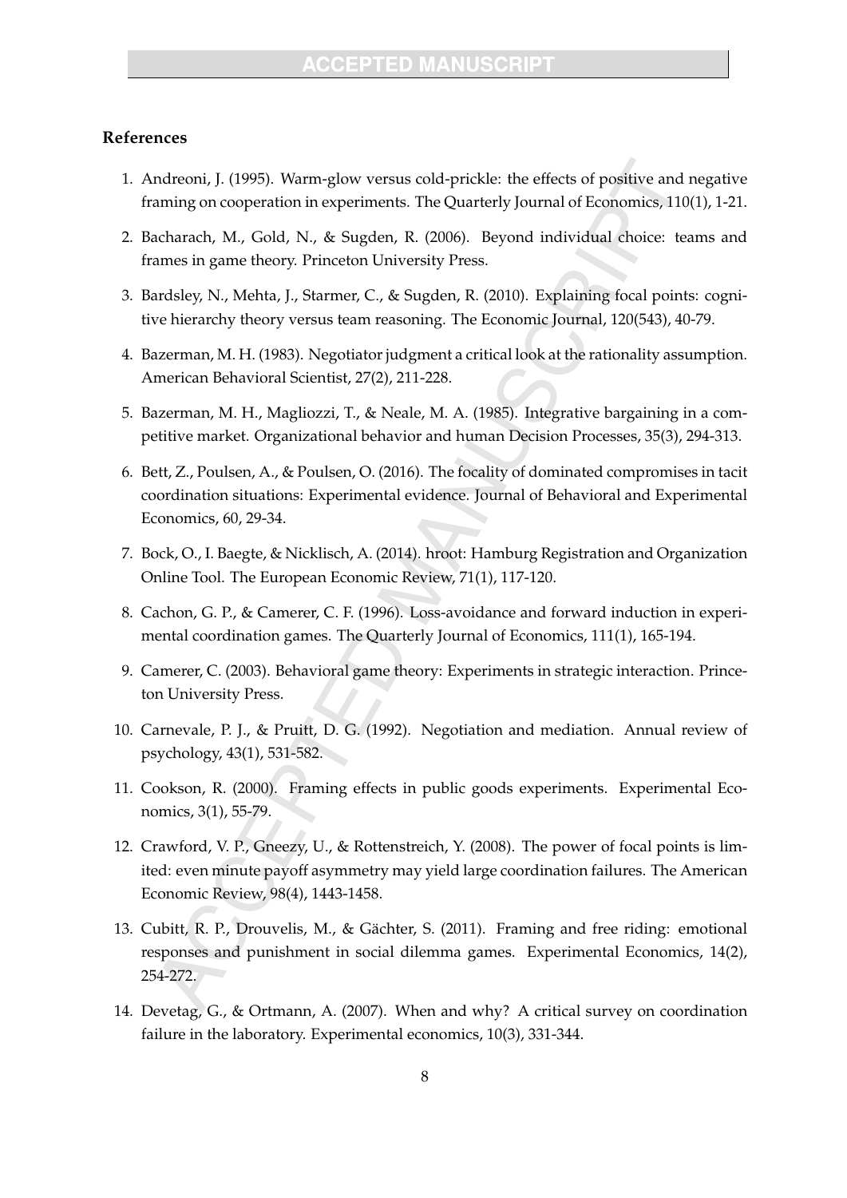**References**

1. Andreoni, J. (1995). Warm-glow versus cold-prickle: the effects of positive and negative framing on cooperation in experiments. The Quarterly Journal of Economics, 110(1), 1-21.

2. Bacharach, M., Gold, N., & Sugden, R. (2006). Beyond individual choice: teams and frames in game theory. Princeton University Press.

3. Bardsley, N., Mehta, J., Starmer, C., & Sugden, R. (2010). Explaining focal points: cognitive hierarchy theory versus team reasoning. The Economic Journal, 120(543), 40-79.

4. Bazerman, M. H. (1983). Negotiator judgment a critical look at the rationality assumption. American Behavioral Scientist, 27(2), 211-228.

5. Bazerman, M. H., Magliozzi, T., & Neale, M. A. (1985). Integrative bargaining in a competitive market. Organizational behavior and human Decision Processes, 35(3), 294-313.

6. Bett, Z., Poulsen, A., & Poulsen, O. (2016). The focality of dominated compromises in tacit coordination situations: Experimental evidence. Journal of Behavioral and Experimental Economics, 60, 29-34.

7. Bock, O., I. Baegte, & Nicklisch, A. (2014). hroot: Hamburg Registration and Organization Online Tool. The European Economic Review, 71(1), 117-120.

8. Cachon, G. P., & Camerer, C. F. (1996). Loss-avoidance and forward induction in experimental coordination games. The Quarterly Journal of Economics, 111(1), 165-194.

9. Camerer, C. (2003). Behavioral game theory: Experiments in strategic interaction. Princeton University Press.

10. Carnevale, P. J., & Pruitt, D. G. (1992). Negotiation and mediation. Annual review of psychology, 43(1), 531-582.

11. Cookson, R. (2000). Framing effects in public goods experiments. Experimental Economics, 3(1), 55-79.

12. Crawford, V. P., Gneezy, U., & Rottenstreich, Y. (2008). The power of focal points is limited: even minute payoff asymmetry may yield large coordination failures. The American Economic Review, 98(4), 1443-1458.

13. Cubitt, R. P., Drouvelis, M., & Gächter, S. (2011). Framing and free riding: emotional responses and punishment in social dilemma games. Experimental Economics, 14(2), 254-272.

14. Devetag, G., & Ortmann, A. (2007). When and why? A critical survey on coordination failure in the laboratory. Experimental economics, 10(3), 331-344.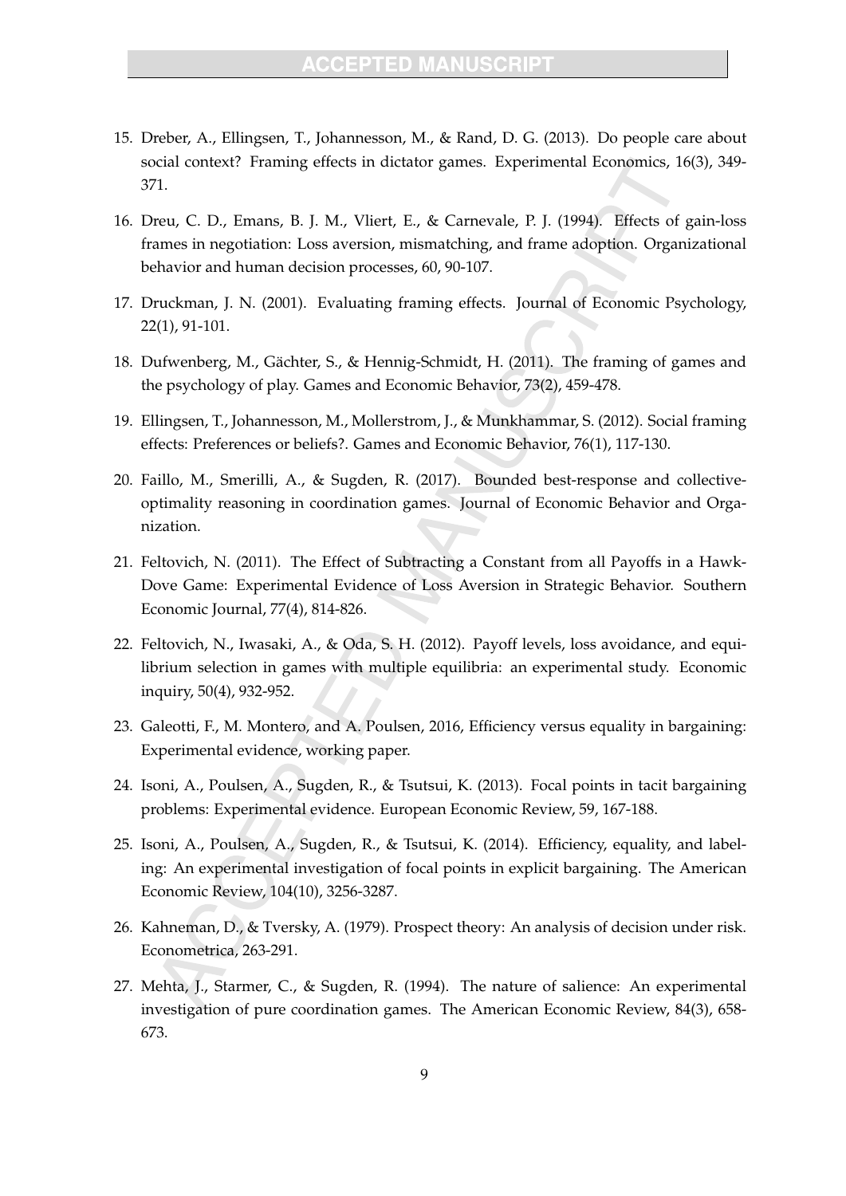15. Dreber, A., Ellingsen, T., Johannesson, M., & Rand, D. G. (2013). Do people care about social context? Framing effects in dictator games. Experimental Economics, 16(3), 349-371.

16. Dreu, C. D., Emans, B. J. M., Vliert, E., & Carnevale, P. J. (1994). Effects of gain-loss frames in negotiation: Loss aversion, mismatching, and frame adoption. Organizational behavior and human decision processes, 60, 90-107.

17. Druckman, J. N. (2001). Evaluating framing effects. Journal of Economic Psychology, 22(1), 91-101.

18. Dufwenberg, M., Gächter, S., & Hennig-Schmidt, H. (2011). The framing of games and the psychology of play. Games and Economic Behavior, 73(2), 459-478.

19. Ellingsen, T., Johannesson, M., Mollerstrom, J., & Munkhammar, S. (2012). Social framing effects: Preferences or beliefs?. Games and Economic Behavior, 76(1), 117-130.

20. Faillo, M., Smerilli, A., & Sugden, R. (2017). Bounded best-response and collective-optimality reasoning in coordination games. Journal of Economic Behavior and Organization.

21. Feltovich, N. (2011). The Effect of Subtracting a Constant from all Payoffs in a Hawk-Dove Game: Experimental Evidence of Loss Aversion in Strategic Behavior. Southern Economic Journal, 77(4), 814-826.

22. Feltovich, N., Iwasaki, A., & Oda, S. H. (2012). Payoff levels, loss avoidance, and equilibrium selection in games with multiple equilibria: an experimental study. Economic inquiry, 50(4), 932-952.

23. Galeotti, F., M. Montero, and A. Poulsen, 2016, Efficiency versus equality in bargaining: Experimental evidence, working paper.

24. Isoni, A., Poulsen, A., Sugden, R., & Tsutsui, K. (2013). Focal points in tacit bargaining problems: Experimental evidence. European Economic Review, 59, 167-188.

25. Isoni, A., Poulsen, A., Sugden, R., & Tsutsui, K. (2014). Efficiency, equality, and labeling: An experimental investigation of focal points in explicit bargaining. The American Economic Review, 104(10), 3256-3287.

26. Kahneman, D., & Tversky, A. (1979). Prospect theory: An analysis of decision under risk. Econometrica, 263-291.

27. Mehta, J., Starmer, C., & Sugden, R. (1994). The nature of salience: An experimental investigation of pure coordination games. The American Economic Review, 84(3), 658-673.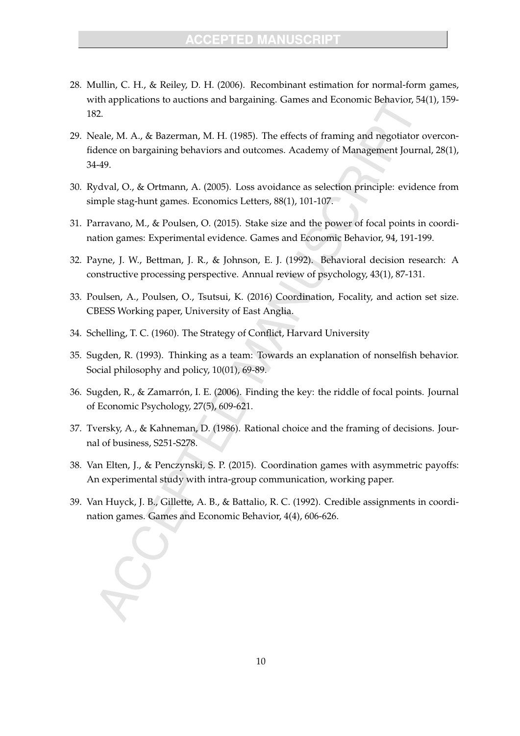28. Mullin, C. H., & Reiley, D. H. (2006). Recombinant estimation for normal-form games, with applications to auctions and bargaining. Games and Economic Behavior, 54(1), 159-182.

29. Neale, M. A., & Bazerman, M. H. (1985). The effects of framing and negotiator overconfidence on bargaining behaviors and outcomes. Academy of Management Journal, 28(1), 34-49.

30. Rydval, O., & Ortmann, A. (2005). Loss avoidance as selection principle: evidence from simple stag-hunt games. Economics Letters, 88(1), 101-107.

31. Parravano, M., & Poulsen, O. (2015). Stake size and the power of focal points in coordination games: Experimental evidence. Games and Economic Behavior, 94, 191-199.

32. Payne, J. W., Bettman, J. R., & Johnson, E. J. (1992). Behavioral decision research: A constructive processing perspective. Annual review of psychology, 43(1), 87-131.

33. Poulsen, A., Poulsen, O., Tsutsui, K. (2016) Coordination, Focality, and action set size. CBESS Working paper, University of East Anglia.

34. Schelling, T. C. (1960). The Strategy of Conflict, Harvard University

35. Sugden, R. (1993). Thinking as a team: Towards an explanation of nonselfish behavior. Social philosophy and policy, 10(01), 69-89.

36. Sugden, R., & Zamarrón, I. E. (2006). Finding the key: the riddle of focal points. Journal of Economic Psychology, 27(5), 609-621.

37. Tversky, A., & Kahneman, D. (1986). Rational choice and the framing of decisions. Journal of business, S251-S278.

38. Van Elten, J., & Penczynski, S. P. (2015). Coordination games with asymmetric payoffs: An experimental study with intra-group communication, working paper.

39. Van Huyck, J. B., Gillette, A. B., & Battalio, R. C. (1992). Credible assignments in coordination games. Games and Economic Behavior, 4(4), 606-626.